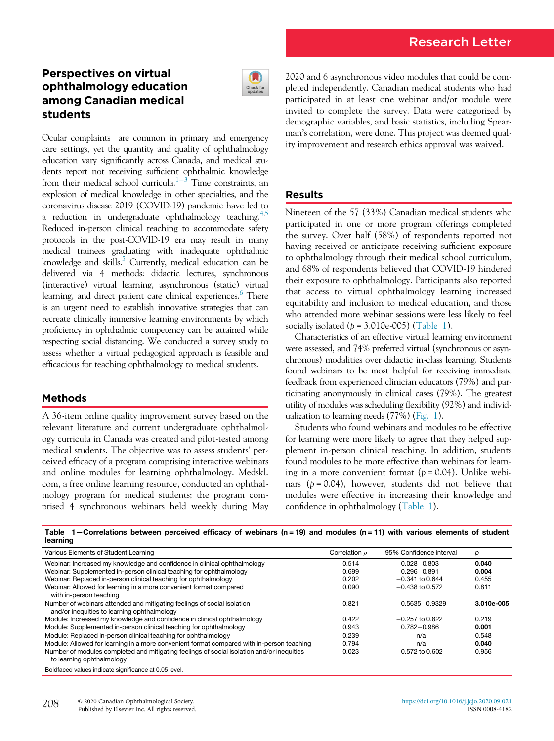Research Letter

# Perspectives on virtual ophthalmology education among Canadian medical students

Ocular complaints are common in primary and emergency care settings, yet the quantity and quality of ophthalmology education vary significantly across Canada, and medical students report not receiving sufficient ophthalmic knowledge from their medical school curricula.[1–3] Time constraints, an explosion of medical knowledge in other specialties, and the coronavirus disease 2019 (COVID-19) pandemic have led to a reduction in undergraduate ophthalmology teaching.[4,5] Reduced in-person clinical teaching to accommodate safety protocols in the post-COVID-19 era may result in many medical trainees graduating with inadequate ophthalmic knowledge and skills.[5] Currently, medical education can be delivered via 4 methods: didactic lectures, synchronous (interactive) virtual learning, asynchronous (static) virtual learning, and direct patient care clinical experiences.[6] There is an urgent need to establish innovative strategies that can recreate clinically immersive learning environments by which proficiency in ophthalmic competency can be attained while respecting social distancing. We conducted a survey study to assess whether a virtual pedagogical approach is feasible and efficacious for teaching ophthalmology to medical students.

## Methods

A 36-item online quality improvement survey based on the relevant literature and current undergraduate ophthalmology curricula in Canada was created and pilot-tested among medical students. The objective was to assess students' perceived efficacy of a program comprising interactive webinars and online modules for learning ophthalmology. Medskl.com, a free online learning resource, conducted an ophthalmology program for medical students; the program comprised 4 synchronous webinars held weekly during May 2020 and 6 asynchronous video modules that could be completed independently. Canadian medical students who had participated in at least one webinar and/or module were invited to complete the survey. Data were categorized by demographic variables, and basic statistics, including Spearman's correlation, were done. This project was deemed quality improvement and research ethics approval was waived.

## Results

Nineteen of the 57 (33%) Canadian medical students who participated in one or more program offerings completed the survey. Over half (58%) of respondents reported not having received or anticipate receiving sufficient exposure to ophthalmology through their medical school curriculum, and 68% of respondents believed that COVID-19 hindered their exposure to ophthalmology. Participants also reported that access to virtual ophthalmology learning increased equitability and inclusion to medical education, and those who attended more webinar sessions were less likely to feel socially isolated ($p$ = 3.010e-005) (Table 1).

Characteristics of an effective virtual learning environment were assessed, and 74% preferred virtual (synchronous or asynchronous) modalities over didactic in-class learning. Students found webinars to be most helpful for receiving immediate feedback from experienced clinician educators (79%) and participating anonymously in clinical cases (79%). The greatest utility of modules was scheduling flexibility (92%) and individualization to learning needs (77%) (Fig. 1).

Students who found webinars and modules to be effective for learning were more likely to agree that they helped supplement in-person clinical teaching. In addition, students found modules to be more effective than webinars for learning in a more convenient format ($p$ = 0.04). Unlike webinars ($p$ = 0.04), however, students did not believe that modules were effective in increasing their knowledge and confidence in ophthalmology (Table 1).

**Table 1—Correlations between perceived efficacy of webinars (n = 19) and modules (n = 11) with various elements of student learning**

| Various Elements of Student Learning | Correlation ρ | 95% Confidence interval | p |
|---|---|---|---|
| Webinar: Increased my knowledge and confidence in clinical ophthalmology | 0.514 | 0.028–0.803 | **0.040** |
| Webinar: Supplemented in-person clinical teaching for ophthalmology | 0.699 | 0.296–0.891 | **0.004** |
| Webinar: Replaced in-person clinical teaching for ophthalmology | 0.202 | −0.341 to 0.644 | 0.455 |
| Webinar: Allowed for learning in a more convenient format compared with in-person teaching | 0.090 | −0.438 to 0.572 | 0.811 |
| Number of webinars attended and mitigating feelings of social isolation and/or inequities to learning ophthalmology | 0.821 | 0.5635–0.9329 | **3.010e-005** |
| Module: Increased my knowledge and confidence in clinical ophthalmology | 0.422 | −0.257 to 0.822 | 0.219 |
| Module: Supplemented in-person clinical teaching for ophthalmology | 0.943 | 0.782–0.986 | **0.001** |
| Module: Replaced in-person clinical teaching for ophthalmology | −0.239 | n/a | 0.548 |
| Module: Allowed for learning in a more convenient format compared with in-person teaching | 0.794 | n/a | **0.040** |
| Number of modules completed and mitigating feelings of social isolation and/or inequities to learning ophthalmology | 0.023 | −0.572 to 0.602 | 0.956 |

Boldfaced values indicate significance at 0.05 level.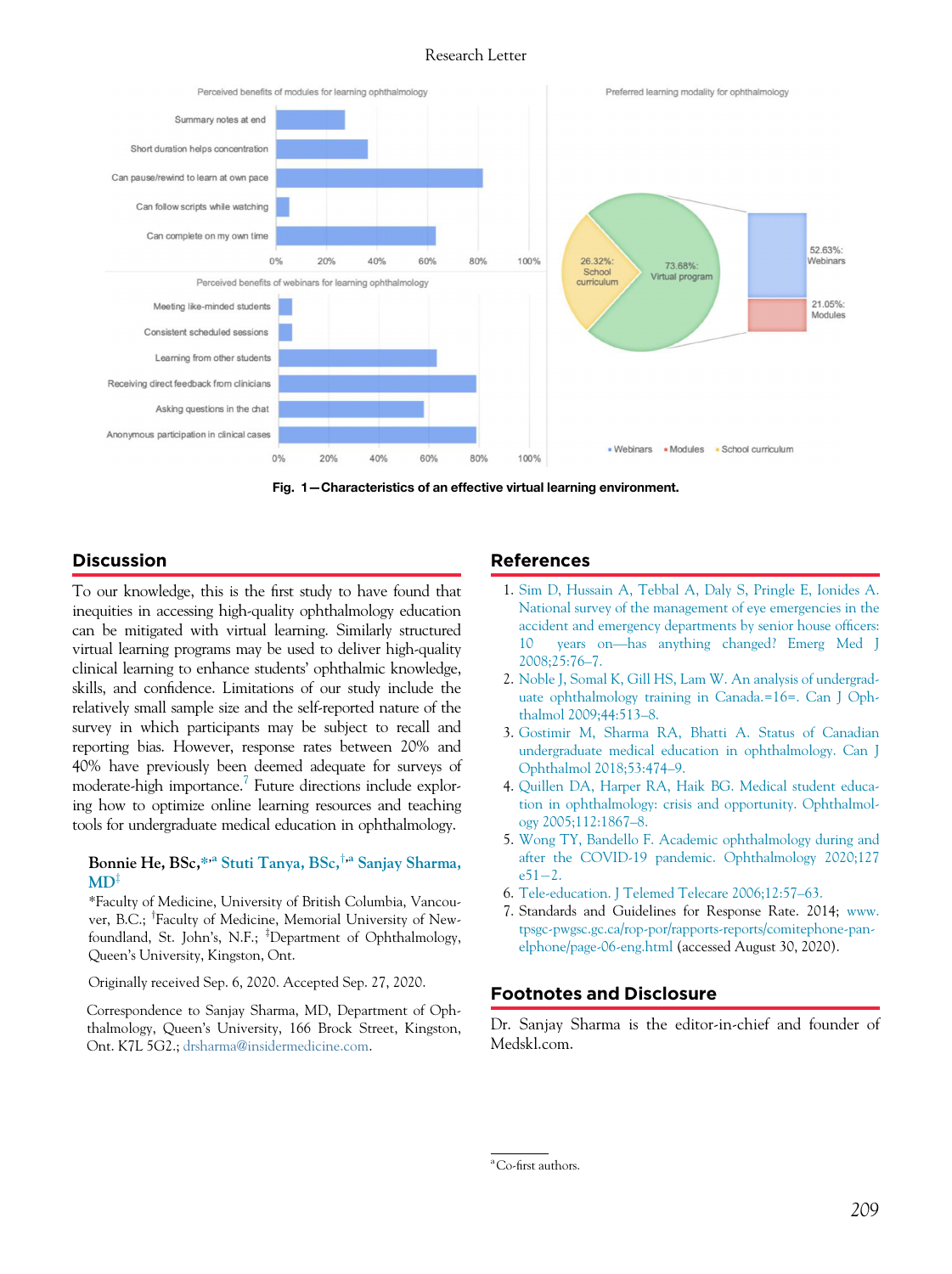Perceived benefits of modules for learning ophthalmology

Summary notes at end

Short duration helps concentration

Can pause/rewind to learn at own pace

Can follow scripts while watching

Can complete on my own time

0% 20% 40% 60% 80% 100%

Perceived benefits of webinars for learning ophthalmology

Meeting like-minded students

Consistent scheduled sessions

Learning from other students

Receiving direct feedback from clinicians

Asking questions in the chat

Anonymous participation in clinical cases

0% 20% 40% 60% 80% 100%

Preferred learning modality for ophthalmology

26.32%: School curriculum

73.68%: Virtual program

52.63%: Webinars

21.05%: Modules

Webinars Modules School curriculum

**Fig. 1—Characteristics of an effective virtual learning environment.**

## Discussion

To our knowledge, this is the first study to have found that inequities in accessing high-quality ophthalmology education can be mitigated with virtual learning. Similarly structured virtual learning programs may be used to deliver high-quality clinical learning to enhance students' ophthalmic knowledge, skills, and confidence. Limitations of our study include the relatively small sample size and the self-reported nature of the survey in which participants may be subject to recall and reporting bias. However, response rates between 20% and 40% have previously been deemed adequate for surveys of moderate-high importance.[7] Future directions include exploring how to optimize online learning resources and teaching tools for undergraduate medical education in ophthalmology.

**Bonnie He, BSc,**[*,a] **Stuti Tanya, BSc,**[†,a] **Sanjay Sharma, MD**[‡]

*Faculty of Medicine, University of British Columbia, Vancouver, B.C.; [†]Faculty of Medicine, Memorial University of Newfoundland, St. John's, N.F.; [‡]Department of Ophthalmology, Queen's University, Kingston, Ont.

Originally received Sep. 6, 2020. Accepted Sep. 27, 2020.

Correspondence to Sanjay Sharma, MD, Department of Ophthalmology, Queen's University, 166 Brock Street, Kingston, Ont. K7L 5G2.; drsharma@insidermedicine.com.

## References

1. Sim D, Hussain A, Tebbal A, Daly S, Pringle E, Ionides A. National survey of the management of eye emergencies in the accident and emergency departments by senior house officers: 10 years on—has anything changed? Emerg Med J 2008;25:76–7.
2. Noble J, Somal K, Gill HS, Lam W. An analysis of undergraduate ophthalmology training in Canada.=16=. Can J Ophthalmol 2009;44:513–8.
3. Gostimir M, Sharma RA, Bhatti A. Status of Canadian undergraduate medical education in ophthalmology. Can J Ophthalmol 2018;53:474–9.
4. Quillen DA, Harper RA, Haik BG. Medical student education in ophthalmology: crisis and opportunity. Ophthalmology 2005;112:1867–8.
5. Wong TY, Bandello F. Academic ophthalmology during and after the COVID-19 pandemic. Ophthalmology 2020;127 e51−2.
6. Tele-education. J Telemed Telecare 2006;12:57–63.
7. Standards and Guidelines for Response Rate. 2014; www.tpsgc-pwgsc.gc.ca/rop-por/rapports-reports/comitephone-panelphone/page-06-eng.html (accessed August 30, 2020).

## Footnotes and Disclosure

Dr. Sanjay Sharma is the editor-in-chief and founder of Medskl.com.

[a]Co-first authors.